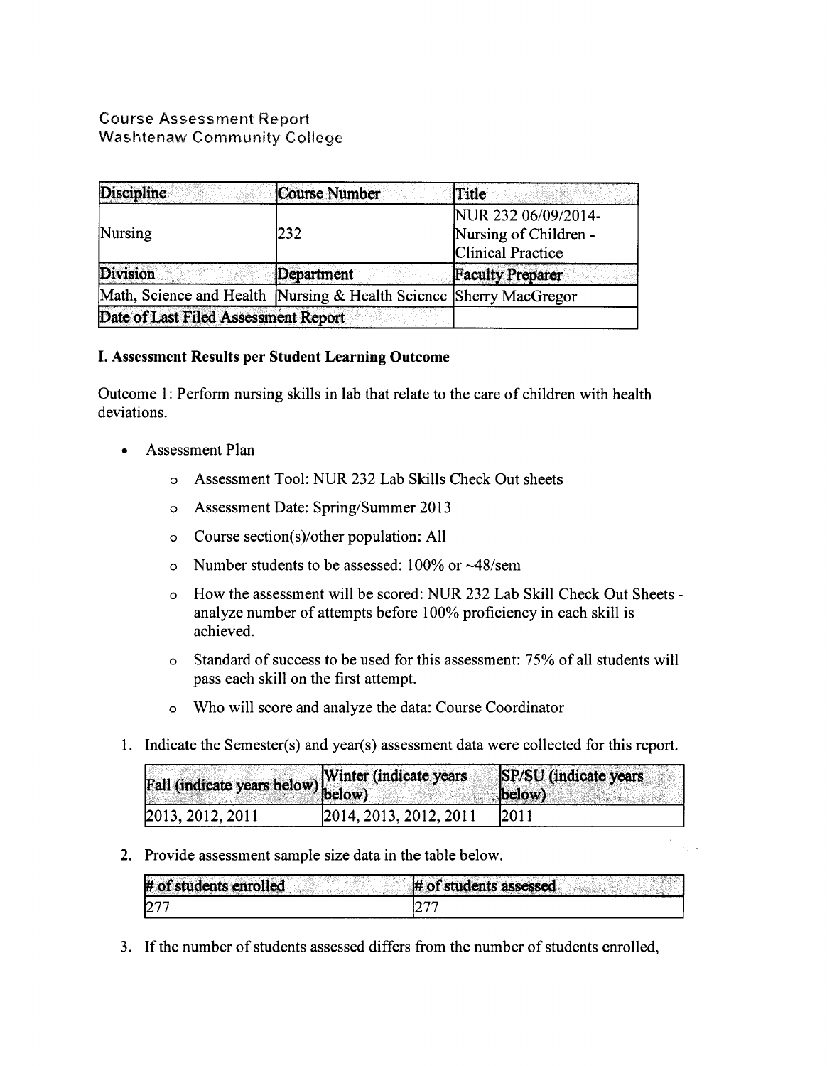Course Assessment Report
Washtenaw Community College

| Discipline | Course Number | Title |
| --- | --- | --- |
| Nursing | 232 | NUR 232 06/09/2014- Nursing of Children - Clinical Practice |
| **Division** | **Department** | **Faculty Preparer** |
| Math, Science and Health | Nursing & Health Science | Sherry MacGregor |
| **Date of Last Filed Assessment Report** | | |

**I. Assessment Results per Student Learning Outcome**

Outcome 1: Perform nursing skills in lab that relate to the care of children with health deviations.

- Assessment Plan
    - Assessment Tool: NUR 232 Lab Skills Check Out sheets
    - Assessment Date: Spring/Summer 2013
    - Course section(s)/other population: All
    - Number students to be assessed: 100% or ~48/sem
    - How the assessment will be scored: NUR 232 Lab Skill Check Out Sheets - analyze number of attempts before 100% proficiency in each skill is achieved.
    - Standard of success to be used for this assessment: 75% of all students will pass each skill on the first attempt.
    - Who will score and analyze the data: Course Coordinator

1. Indicate the Semester(s) and year(s) assessment data were collected for this report.

| Fall (indicate years below) | Winter (indicate years below) | SP/SU (indicate years below) |
| --- | --- | --- |
| 2013, 2012, 2011 | 2014, 2013, 2012, 2011 | 2011 |

2. Provide assessment sample size data in the table below.

| # of students enrolled | # of students assessed |
| --- | --- |
| 277 | 277 |

3. If the number of students assessed differs from the number of students enrolled,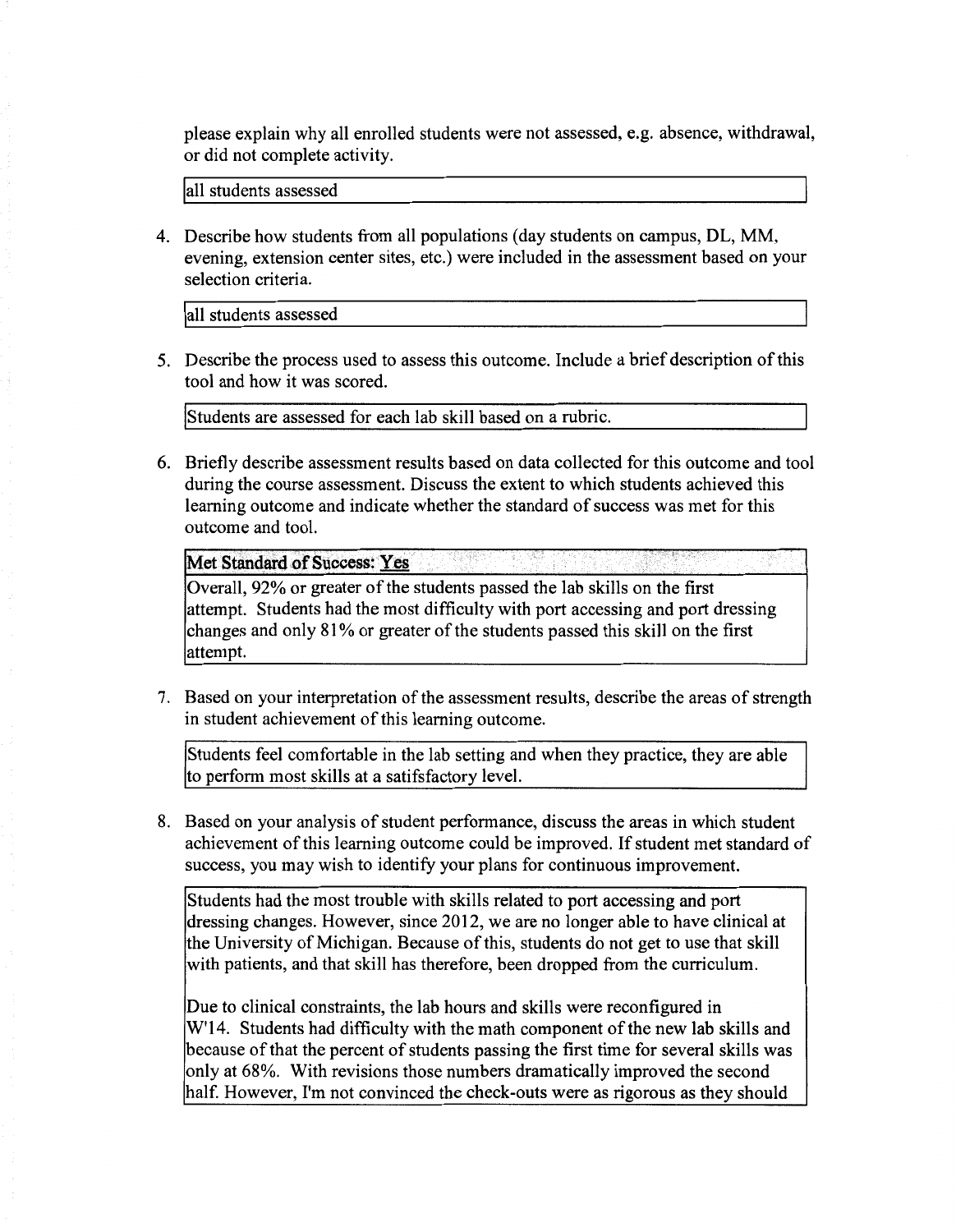please explain why all enrolled students were not assessed, e.g. absence, withdrawal, or did not complete activity.

all students assessed

4. Describe how students from all populations (day students on campus, DL, MM, evening, extension center sites, etc.) were included in the assessment based on your selection criteria.

all students assessed

5. Describe the process used to assess this outcome. Include a brief description of this tool and how it was scored.

Students are assessed for each lab skill based on a rubric.

6. Briefly describe assessment results based on data collected for this outcome and tool during the course assessment. Discuss the extent to which students achieved this learning outcome and indicate whether the standard of success was met for this outcome and tool.

**Met Standard of Success: Yes**

Overall, 92% or greater of the students passed the lab skills on the first attempt. Students had the most difficulty with port accessing and port dressing changes and only 81% or greater of the students passed this skill on the first attempt.

7. Based on your interpretation of the assessment results, describe the areas of strength in student achievement of this learning outcome.

Students feel comfortable in the lab setting and when they practice, they are able to perform most skills at a satifsfactory level.

8. Based on your analysis of student performance, discuss the areas in which student achievement of this learning outcome could be improved. If student met standard of success, you may wish to identify your plans for continuous improvement.

Students had the most trouble with skills related to port accessing and port dressing changes. However, since 2012, we are no longer able to have clinical at the University of Michigan. Because of this, students do not get to use that skill with patients, and that skill has therefore, been dropped from the curriculum.

Due to clinical constraints, the lab hours and skills were reconfigured in W'14. Students had difficulty with the math component of the new lab skills and because of that the percent of students passing the first time for several skills was only at 68%. With revisions those numbers dramatically improved the second half. However, I'm not convinced the check-outs were as rigorous as they should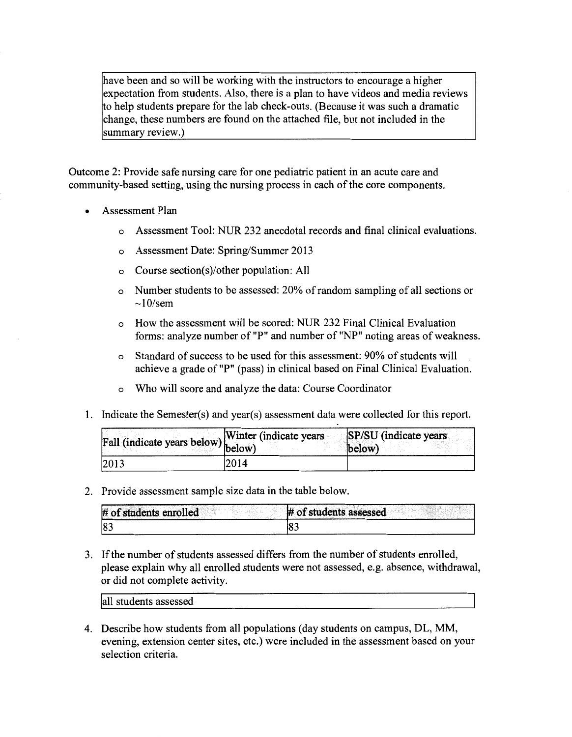have been and so will be working with the instructors to encourage a higher expectation from students. Also, there is a plan to have videos and media reviews to help students prepare for the lab check-outs. (Because it was such a dramatic change, these numbers are found on the attached file, but not included in the summary review.)

Outcome 2: Provide safe nursing care for one pediatric patient in an acute care and community-based setting, using the nursing process in each of the core components.

- Assessment Plan
  - Assessment Tool: NUR 232 anecdotal records and final clinical evaluations.
  - Assessment Date: Spring/Summer 2013
  - Course section(s)/other population: All
  - Number students to be assessed: 20% of random sampling of all sections or ~10/sem
  - How the assessment will be scored: NUR 232 Final Clinical Evaluation forms: analyze number of "P" and number of "NP" noting areas of weakness.
  - Standard of success to be used for this assessment: 90% of students will achieve a grade of "P" (pass) in clinical based on Final Clinical Evaluation.
  - Who will score and analyze the data: Course Coordinator

1. Indicate the Semester(s) and year(s) assessment data were collected for this report.

| Fall (indicate years below) | Winter (indicate years below) | SP/SU (indicate years below) |
|---|---|---|
| 2013 | 2014 | |

2. Provide assessment sample size data in the table below.

| # of students enrolled | # of students assessed |
|---|---|
| 83 | 83 |

3. If the number of students assessed differs from the number of students enrolled, please explain why all enrolled students were not assessed, e.g. absence, withdrawal, or did not complete activity.

| all students assessed |
|---|

4. Describe how students from all populations (day students on campus, DL, MM, evening, extension center sites, etc.) were included in the assessment based on your selection criteria.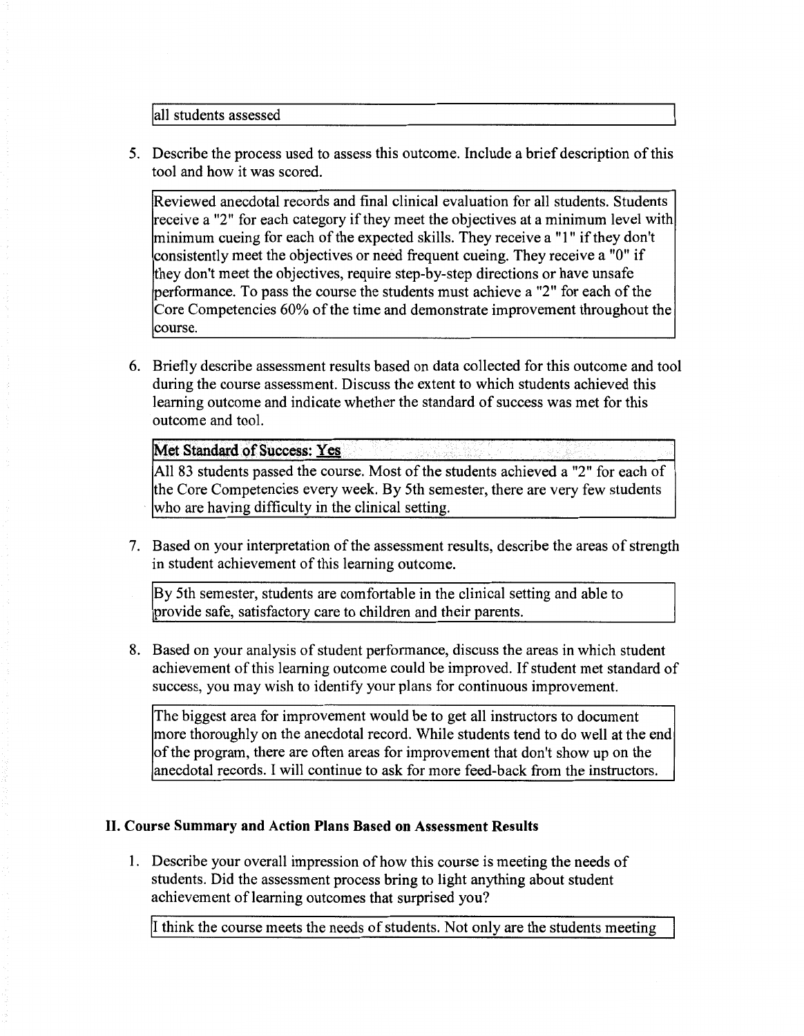all students assessed

5. Describe the process used to assess this outcome. Include a brief description of this tool and how it was scored.

Reviewed anecdotal records and final clinical evaluation for all students. Students receive a "2" for each category if they meet the objectives at a minimum level with minimum cueing for each of the expected skills. They receive a "1" if they don't consistently meet the objectives or need frequent cueing. They receive a "0" if they don't meet the objectives, require step-by-step directions or have unsafe performance. To pass the course the students must achieve a "2" for each of the Core Competencies 60% of the time and demonstrate improvement throughout the course.

6. Briefly describe assessment results based on data collected for this outcome and tool during the course assessment. Discuss the extent to which students achieved this learning outcome and indicate whether the standard of success was met for this outcome and tool.

**Met Standard of Success: Yes**

All 83 students passed the course. Most of the students achieved a "2" for each of the Core Competencies every week. By 5th semester, there are very few students who are having difficulty in the clinical setting.

7. Based on your interpretation of the assessment results, describe the areas of strength in student achievement of this learning outcome.

By 5th semester, students are comfortable in the clinical setting and able to provide safe, satisfactory care to children and their parents.

8. Based on your analysis of student performance, discuss the areas in which student achievement of this learning outcome could be improved. If student met standard of success, you may wish to identify your plans for continuous improvement.

The biggest area for improvement would be to get all instructors to document more thoroughly on the anecdotal record. While students tend to do well at the end of the program, there are often areas for improvement that don't show up on the anecdotal records. I will continue to ask for more feed-back from the instructors.

## II. Course Summary and Action Plans Based on Assessment Results

1. Describe your overall impression of how this course is meeting the needs of students. Did the assessment process bring to light anything about student achievement of learning outcomes that surprised you?

I think the course meets the needs of students. Not only are the students meeting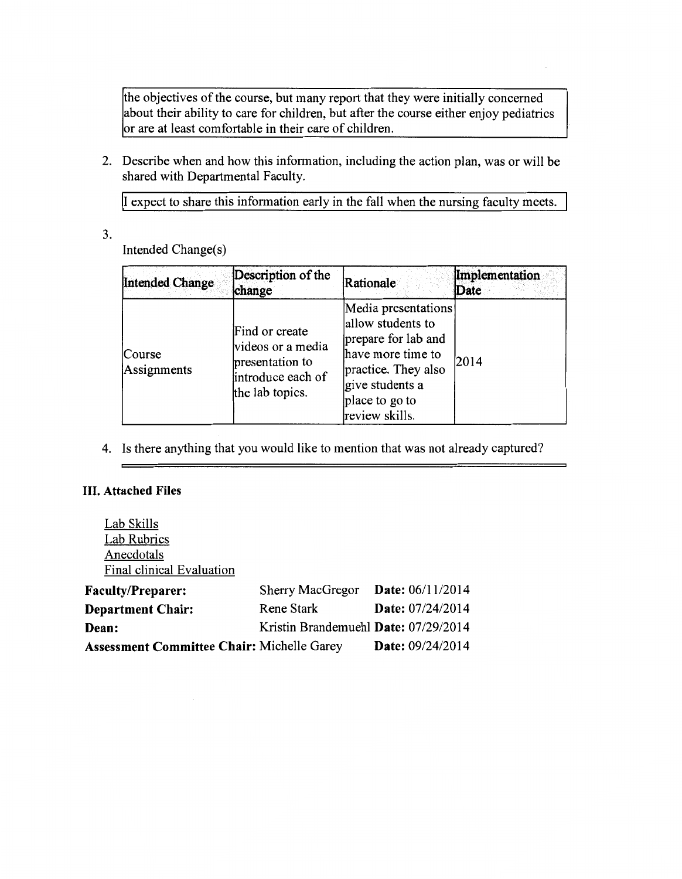the objectives of the course, but many report that they were initially concerned about their ability to care for children, but after the course either enjoy pediatrics or are at least comfortable in their care of children.

2. Describe when and how this information, including the action plan, was or will be shared with Departmental Faculty.

I expect to share this information early in the fall when the nursing faculty meets.

3. Intended Change(s)

| Intended Change | Description of the change | Rationale | Implementation Date |
|---|---|---|---|
| Course Assignments | Find or create videos or a media presentation to introduce each of the lab topics. | Media presentations allow students to prepare for lab and have more time to practice. They also give students a place to go to review skills. | 2014 |

4. Is there anything that you would like to mention that was not already captured?

### III. Attached Files

Lab Skills
Lab Rubrics
Anecdotals
Final clinical Evaluation

**Faculty/Preparer:** Sherry MacGregor **Date:** 06/11/2014
**Department Chair:** Rene Stark **Date:** 07/24/2014
**Dean:** Kristin Brandemuehl **Date:** 07/29/2014
**Assessment Committee Chair:** Michelle Garey **Date:** 09/24/2014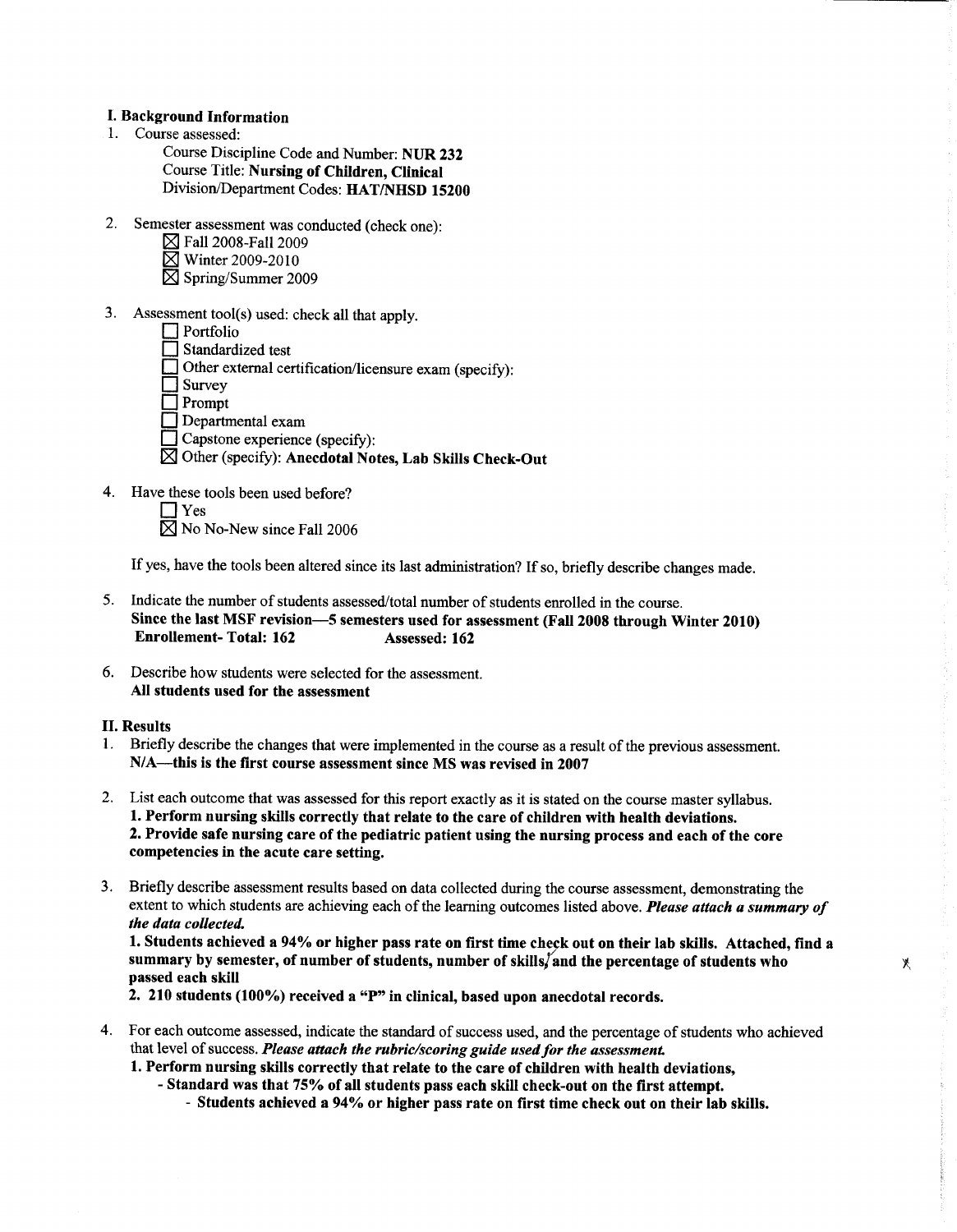**I. Background Information**

1. Course assessed:

   Course Discipline Code and Number: **NUR 232**
   Course Title: **Nursing of Children, Clinical**
   Division/Department Codes: **HAT/NHSD 15200**

2. Semester assessment was conducted (check one):

   ☒ Fall 2008-Fall 2009
   ☒ Winter 2009-2010
   ☒ Spring/Summer 2009

3. Assessment tool(s) used: check all that apply.

   ☐ Portfolio
   ☐ Standardized test
   ☐ Other external certification/licensure exam (specify):
   ☐ Survey
   ☐ Prompt
   ☐ Departmental exam
   ☐ Capstone experience (specify):
   ☒ Other (specify): **Anecdotal Notes, Lab Skills Check-Out**

4. Have these tools been used before?

   ☐ Yes
   ☒ No No-New since Fall 2006

   If yes, have the tools been altered since its last administration? If so, briefly describe changes made.

5. Indicate the number of students assessed/total number of students enrolled in the course.
   **Since the last MSF revision—5 semesters used for assessment (Fall 2008 through Winter 2010)**
   **Enrollement- Total: 162 Assessed: 162**

6. Describe how students were selected for the assessment.
   **All students used for the assessment**

**II. Results**

1. Briefly describe the changes that were implemented in the course as a result of the previous assessment.
   **N/A—this is the first course assessment since MS was revised in 2007**

2. List each outcome that was assessed for this report exactly as it is stated on the course master syllabus.
   **1. Perform nursing skills correctly that relate to the care of children with health deviations.**
   **2. Provide safe nursing care of the pediatric patient using the nursing process and each of the core competencies in the acute care setting.**

3. Briefly describe assessment results based on data collected during the course assessment, demonstrating the extent to which students are achieving each of the learning outcomes listed above. ***Please attach a summary of the data collected.***
   **1. Students achieved a 94% or higher pass rate on first time check out on their lab skills. Attached, find a summary by semester, of number of students, number of skills, and the percentage of students who passed each skill**
   **2. 210 students (100%) received a "P" in clinical, based upon anecdotal records.**

4. For each outcome assessed, indicate the standard of success used, and the percentage of students who achieved that level of success. ***Please attach the rubric/scoring guide used for the assessment.***
   **1. Perform nursing skills correctly that relate to the care of children with health deviations,**
   - **Standard was that 75% of all students pass each skill check-out on the first attempt.**
     - **Students achieved a 94% or higher pass rate on first time check out on their lab skills.**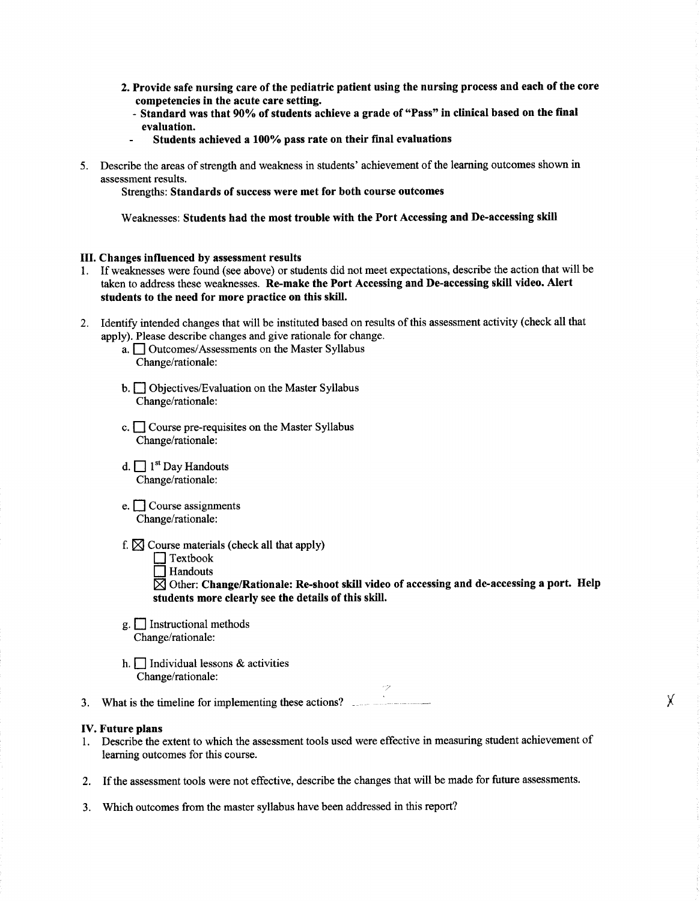2. **Provide safe nursing care of the pediatric patient using the nursing process and each of the core competencies in the acute care setting.**
   - **Standard was that 90% of students achieve a grade of "Pass" in clinical based on the final evaluation.**
   - **Students achieved a 100% pass rate on their final evaluations**

5. Describe the areas of strength and weakness in students' achievement of the learning outcomes shown in assessment results.

   Strengths: **Standards of success were met for both course outcomes**

   Weaknesses: **Students had the most trouble with the Port Accessing and De-accessing skill**

### III. Changes influenced by assessment results

1. If weaknesses were found (see above) or students did not meet expectations, describe the action that will be taken to address these weaknesses. **Re-make the Port Accessing and De-accessing skill video. Alert students to the need for more practice on this skill.**

2. Identify intended changes that will be instituted based on results of this assessment activity (check all that apply). Please describe changes and give rationale for change.

   a. ☐ Outcomes/Assessments on the Master Syllabus
      Change/rationale:

   b. ☐ Objectives/Evaluation on the Master Syllabus
      Change/rationale:

   c. ☐ Course pre-requisites on the Master Syllabus
      Change/rationale:

   d. ☐ 1st Day Handouts
      Change/rationale:

   e. ☐ Course assignments
      Change/rationale:

   f. ☒ Course materials (check all that apply)
      ☐ Textbook
      ☐ Handouts
      ☒ Other: **Change/Rationale: Re-shoot skill video of accessing and de-accessing a port. Help students more clearly see the details of this skill.**

   g. ☐ Instructional methods
      Change/rationale:

   h. ☐ Individual lessons & activities
      Change/rationale:

3. What is the timeline for implementing these actions? ______

### IV. Future plans

1. Describe the extent to which the assessment tools used were effective in measuring student achievement of learning outcomes for this course.

2. If the assessment tools were not effective, describe the changes that will be made for future assessments.

3. Which outcomes from the master syllabus have been addressed in this report?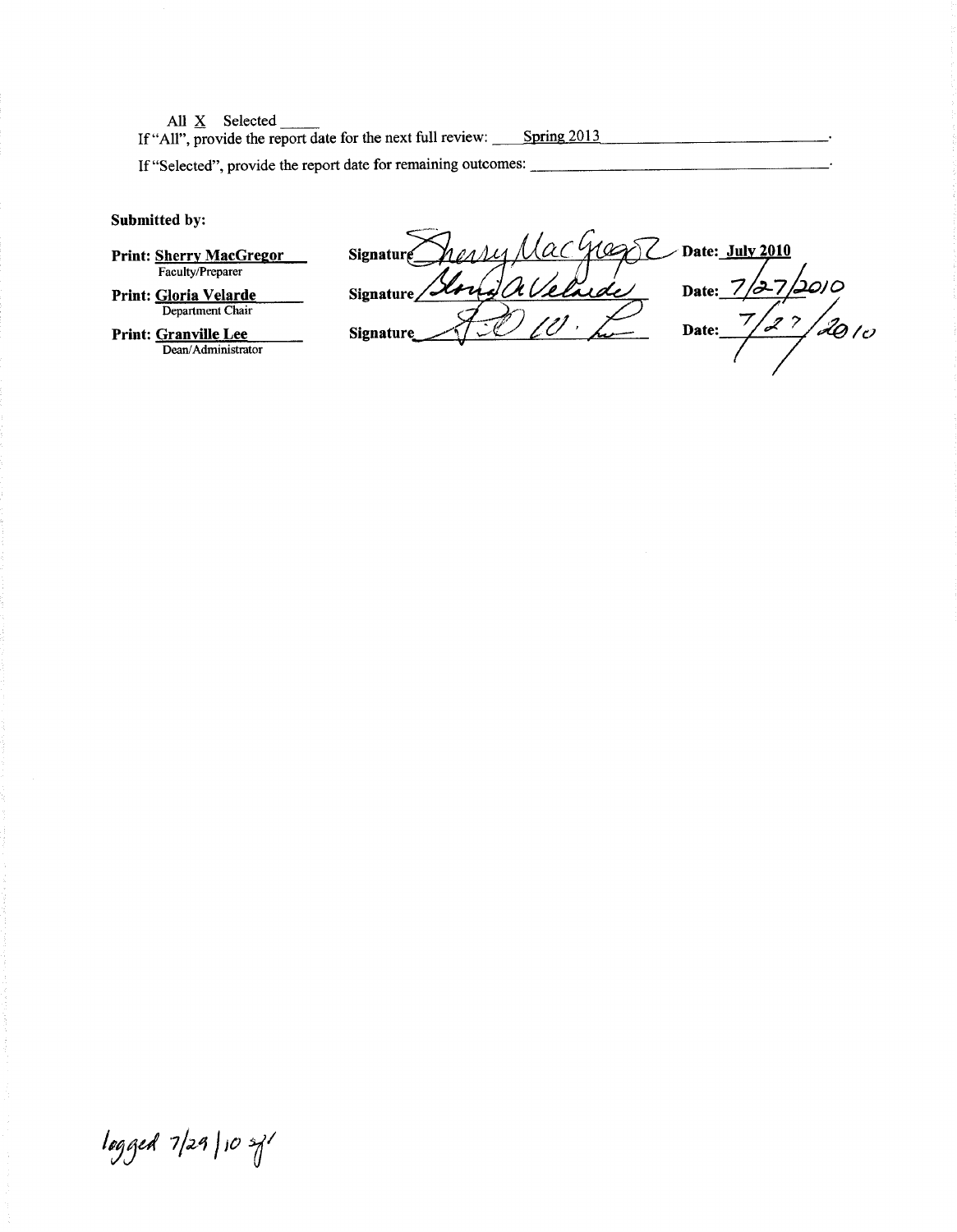All X Selected _____

If "All", provide the report date for the next full review: Spring 2013.

If "Selected", provide the report date for remaining outcomes: _____.

**Submitted by:**

| | | |
|---|---|---|
| **Print: Sherry MacGregor** Faculty/Preparer | **Signature** Sherry MacGregor | **Date: July 2010** |
| **Print: Gloria Velarde** Department Chair | **Signature** Gloria A Velarde | **Date:** 7/27/2010 |
| **Print: Granville Lee** Dean/Administrator | **Signature** G. W. Lee | **Date:** 7/27/2010 |

logged 7/29/10 sjl